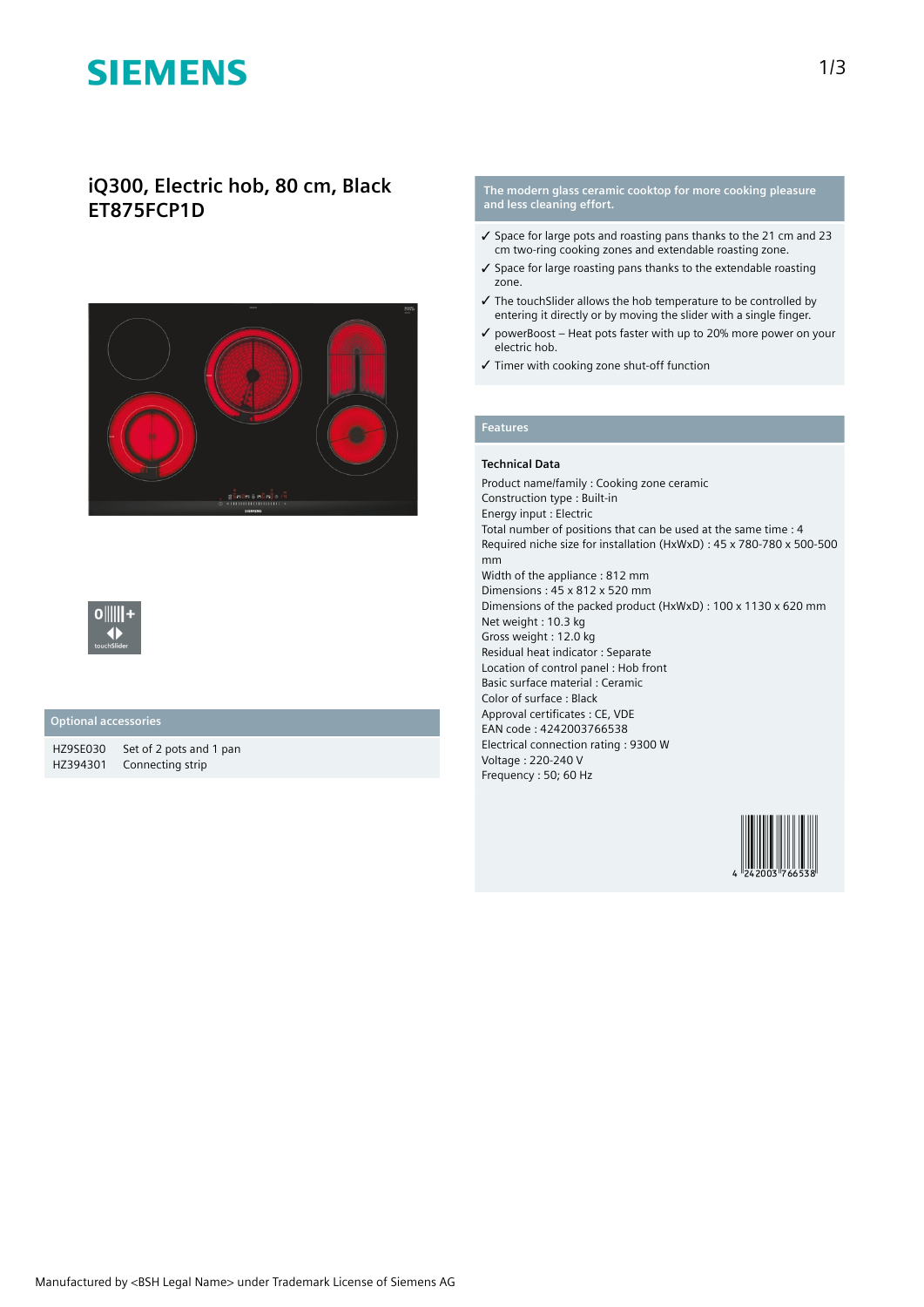SIEMENS

# iQ300, Electric hob, 80 cm, Black
# ET875FCP1D

touchSlider

## Optional accessories

| | |
|---|---|
| HZ9SE030 | Set of 2 pots and 1 pan |
| HZ394301 | Connecting strip |

## The modern glass ceramic cooktop for more cooking pleasure and less cleaning effort.

- ✓ Space for large pots and roasting pans thanks to the 21 cm and 23 cm two-ring cooking zones and extendable roasting zone.
- ✓ Space for large roasting pans thanks to the extendable roasting zone.
- ✓ The touchSlider allows the hob temperature to be controlled by entering it directly or by moving the slider with a single finger.
- ✓ powerBoost – Heat pots faster with up to 20% more power on your electric hob.
- ✓ Timer with cooking zone shut-off function

## Features

### Technical Data

Product name/family : Cooking zone ceramic
Construction type : Built-in
Energy input : Electric
Total number of positions that can be used at the same time : 4
Required niche size for installation (HxWxD) : 45 x 780-780 x 500-500 mm
Width of the appliance : 812 mm
Dimensions : 45 x 812 x 520 mm
Dimensions of the packed product (HxWxD) : 100 x 1130 x 620 mm
Net weight : 10.3 kg
Gross weight : 12.0 kg
Residual heat indicator : Separate
Location of control panel : Hob front
Basic surface material : Ceramic
Color of surface : Black
Approval certificates : CE, VDE
EAN code : 4242003766538
Electrical connection rating : 9300 W
Voltage : 220-240 V
Frequency : 50; 60 Hz

4 242003 766538

Manufactured by <BSH Legal Name> under Trademark License of Siemens AG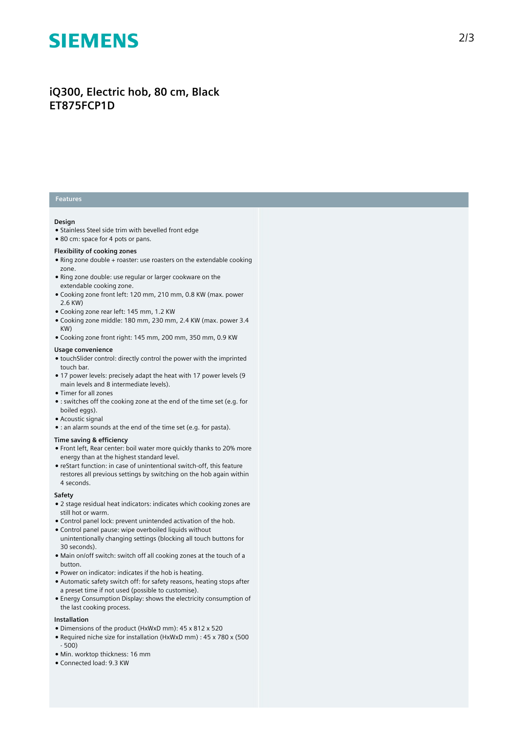# iQ300, Electric hob, 80 cm, Black
# ET875FCP1D

## Features

### Design

- Stainless Steel side trim with bevelled front edge
- 80 cm: space for 4 pots or pans.

### Flexibility of cooking zones

- Ring zone double + roaster: use roasters on the extendable cooking zone.
- Ring zone double: use regular or larger cookware on the extendable cooking zone.
- Cooking zone front left: 120 mm, 210 mm, 0.8 KW (max. power 2.6 KW)
- Cooking zone rear left: 145 mm, 1.2 KW
- Cooking zone middle: 180 mm, 230 mm, 2.4 KW (max. power 3.4 KW)
- Cooking zone front right: 145 mm, 200 mm, 350 mm, 0.9 KW

### Usage convenience

- touchSlider control: directly control the power with the imprinted touch bar.
- 17 power levels: precisely adapt the heat with 17 power levels (9 main levels and 8 intermediate levels).
- Timer for all zones
- : switches off the cooking zone at the end of the time set (e.g. for boiled eggs).
- Acoustic signal
- : an alarm sounds at the end of the time set (e.g. for pasta).

### Time saving & efficiency

- Front left, Rear center: boil water more quickly thanks to 20% more energy than at the highest standard level.
- reStart function: in case of unintentional switch-off, this feature restores all previous settings by switching on the hob again within 4 seconds.

### Safety

- 2 stage residual heat indicators: indicates which cooking zones are still hot or warm.
- Control panel lock: prevent unintended activation of the hob.
- Control panel pause: wipe overboiled liquids without unintentionally changing settings (blocking all touch buttons for 30 seconds).
- Main on/off switch: switch off all cooking zones at the touch of a button.
- Power on indicator: indicates if the hob is heating.
- Automatic safety switch off: for safety reasons, heating stops after a preset time if not used (possible to customise).
- Energy Consumption Display: shows the electricity consumption of the last cooking process.

### Installation

- Dimensions of the product (HxWxD mm): 45 x 812 x 520
- Required niche size for installation (HxWxD mm) : 45 x 780 x (500 - 500)
- Min. worktop thickness: 16 mm
- Connected load: 9.3 KW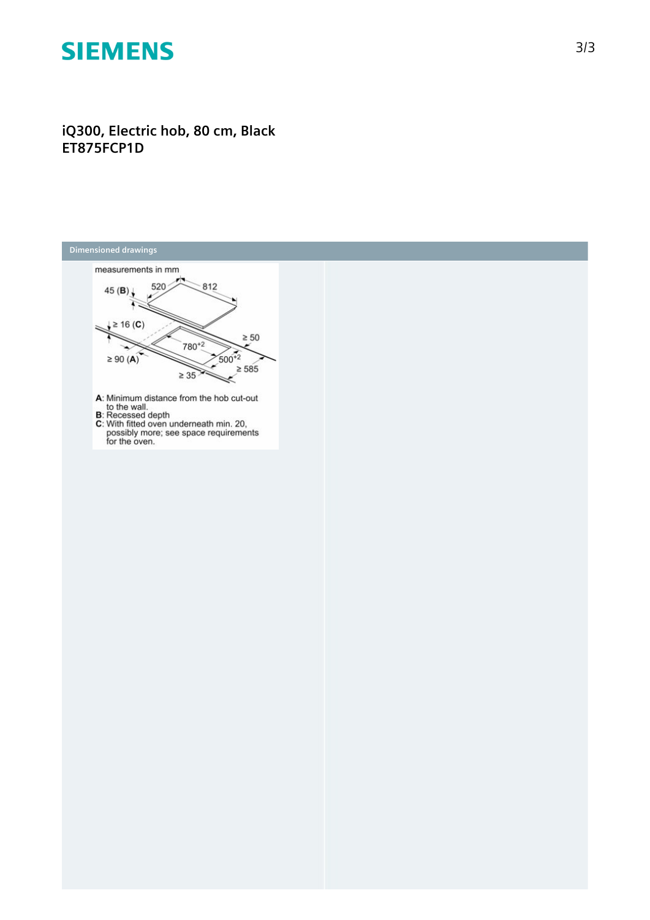## iQ300, Electric hob, 80 cm, Black
## ET875FCP1D

**Dimensioned drawings**

measurements in mm

45 (**B**)
520
812
≥ 16 (**C**)
≥ 50
$780^{+2}$
≥ 90 (**A**)
$500^{+2}$
≥ 585
≥ 35

**A**: Minimum distance from the hob cut-out to the wall.
**B**: Recessed depth
**C**: With fitted oven underneath min. 20, possibly more; see space requirements for the oven.